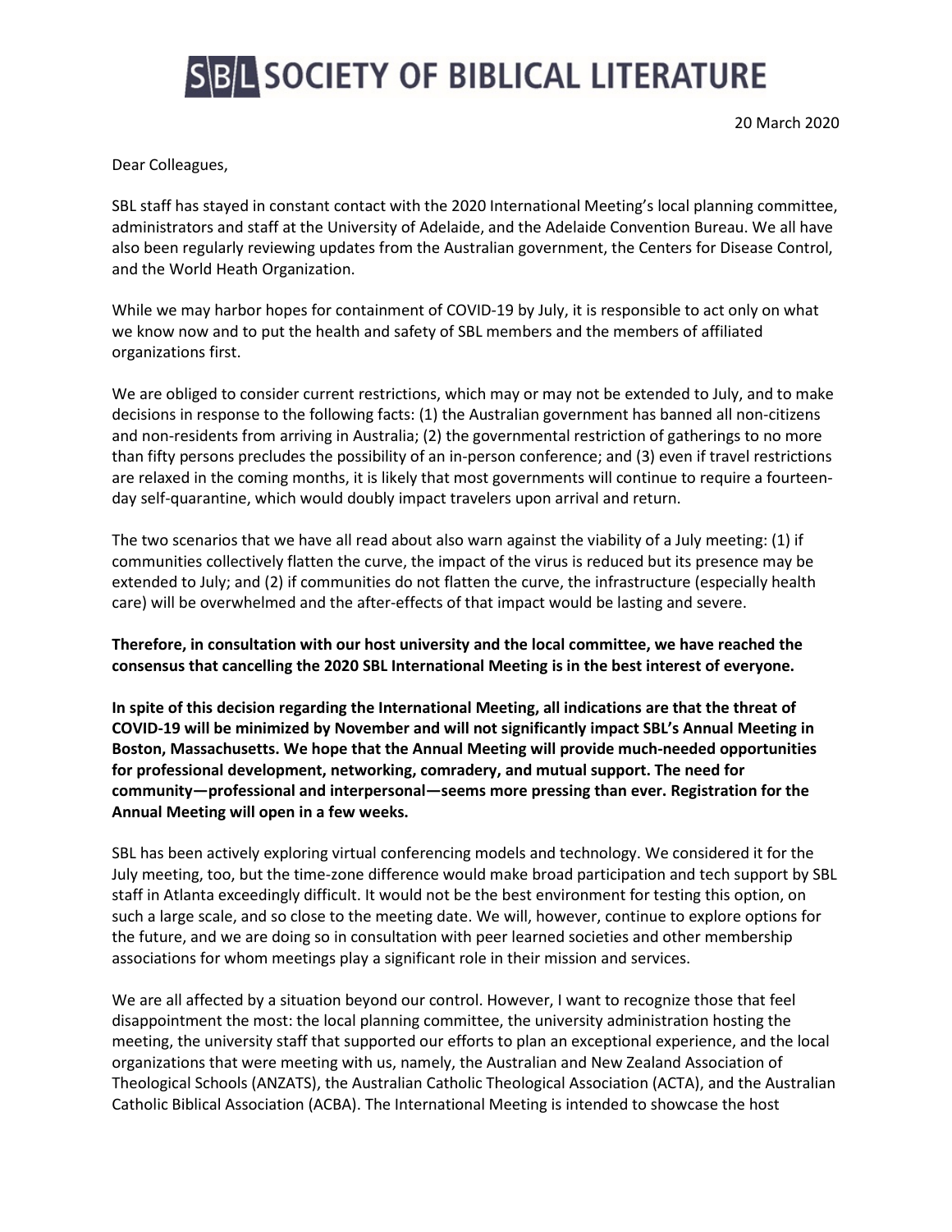# SBL SOCIETY OF BIBLICAL LITERATURE

20 March 2020

Dear Colleagues,

SBL staff has stayed in constant contact with the 2020 International Meeting's local planning committee, administrators and staff at the University of Adelaide, and the Adelaide Convention Bureau. We all have also been regularly reviewing updates from the Australian government, the Centers for Disease Control, and the World Heath Organization.

While we may harbor hopes for containment of COVID-19 by July, it is responsible to act only on what we know now and to put the health and safety of SBL members and the members of affiliated organizations first.

We are obliged to consider current restrictions, which may or may not be extended to July, and to make decisions in response to the following facts: (1) the Australian government has banned all non-citizens and non-residents from arriving in Australia; (2) the governmental restriction of gatherings to no more than fifty persons precludes the possibility of an in-person conference; and (3) even if travel restrictions are relaxed in the coming months, it is likely that most governments will continue to require a fourteen-day self-quarantine, which would doubly impact travelers upon arrival and return.

The two scenarios that we have all read about also warn against the viability of a July meeting: (1) if communities collectively flatten the curve, the impact of the virus is reduced but its presence may be extended to July; and (2) if communities do not flatten the curve, the infrastructure (especially health care) will be overwhelmed and the after-effects of that impact would be lasting and severe.

**Therefore, in consultation with our host university and the local committee, we have reached the consensus that cancelling the 2020 SBL International Meeting is in the best interest of everyone.**

**In spite of this decision regarding the International Meeting, all indications are that the threat of COVID-19 will be minimized by November and will not significantly impact SBL's Annual Meeting in Boston, Massachusetts. We hope that the Annual Meeting will provide much-needed opportunities for professional development, networking, comradery, and mutual support. The need for community—professional and interpersonal—seems more pressing than ever. Registration for the Annual Meeting will open in a few weeks.**

SBL has been actively exploring virtual conferencing models and technology. We considered it for the July meeting, too, but the time-zone difference would make broad participation and tech support by SBL staff in Atlanta exceedingly difficult. It would not be the best environment for testing this option, on such a large scale, and so close to the meeting date. We will, however, continue to explore options for the future, and we are doing so in consultation with peer learned societies and other membership associations for whom meetings play a significant role in their mission and services.

We are all affected by a situation beyond our control. However, I want to recognize those that feel disappointment the most: the local planning committee, the university administration hosting the meeting, the university staff that supported our efforts to plan an exceptional experience, and the local organizations that were meeting with us, namely, the Australian and New Zealand Association of Theological Schools (ANZATS), the Australian Catholic Theological Association (ACTA), and the Australian Catholic Biblical Association (ACBA). The International Meeting is intended to showcase the host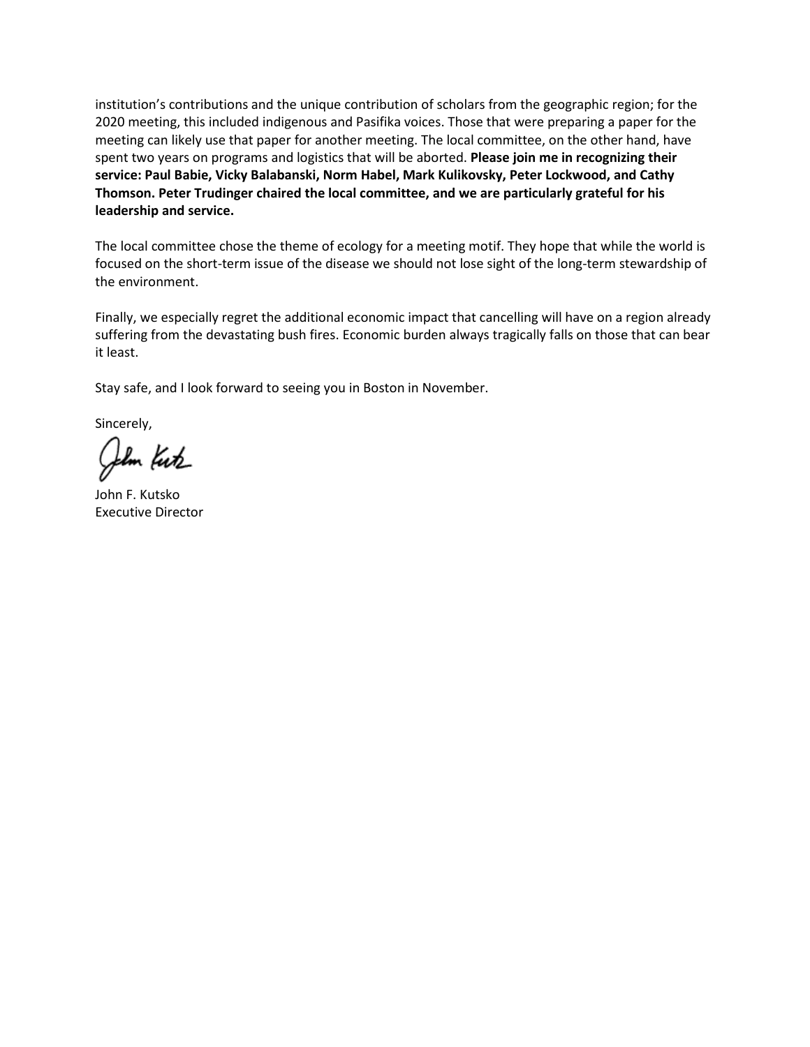institution's contributions and the unique contribution of scholars from the geographic region; for the 2020 meeting, this included indigenous and Pasifika voices. Those that were preparing a paper for the meeting can likely use that paper for another meeting. The local committee, on the other hand, have spent two years on programs and logistics that will be aborted. **Please join me in recognizing their service: Paul Babie, Vicky Balabanski, Norm Habel, Mark Kulikovsky, Peter Lockwood, and Cathy Thomson. Peter Trudinger chaired the local committee, and we are particularly grateful for his leadership and service.**

The local committee chose the theme of ecology for a meeting motif. They hope that while the world is focused on the short-term issue of the disease we should not lose sight of the long-term stewardship of the environment.

Finally, we especially regret the additional economic impact that cancelling will have on a region already suffering from the devastating bush fires. Economic burden always tragically falls on those that can bear it least.

Stay safe, and I look forward to seeing you in Boston in November.

Sincerely,

John F. Kutsko
Executive Director